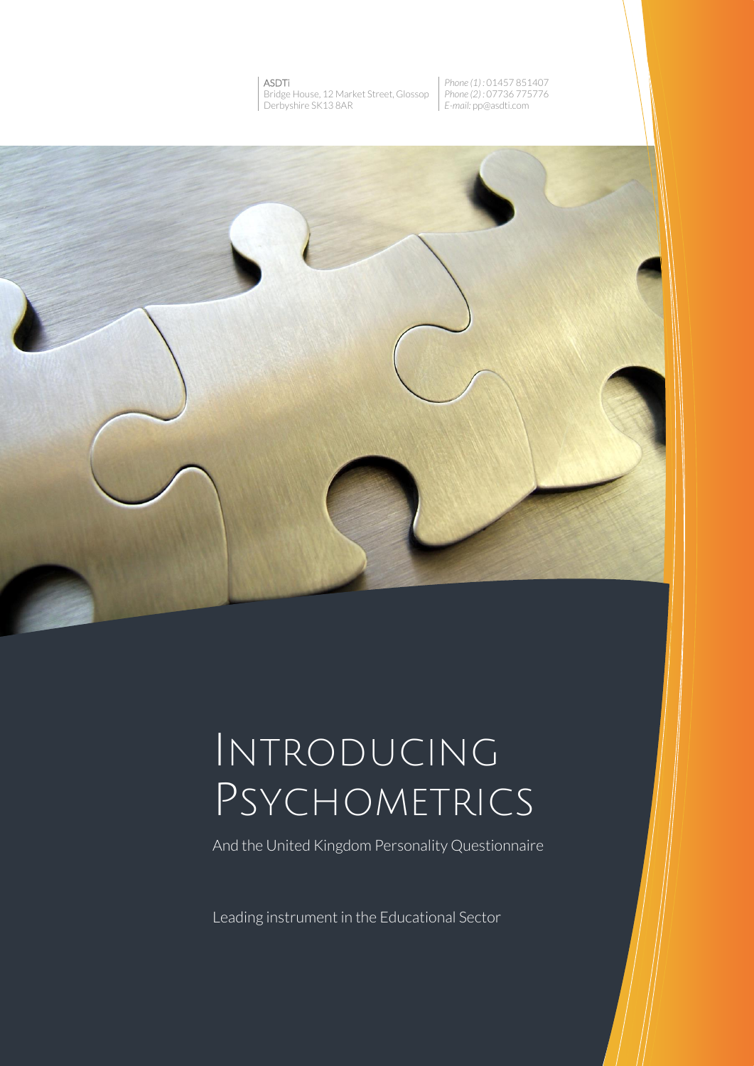ASDTi
Bridge House, 12 Market Street, Glossop
Derbyshire SK13 8AR

*Phone (1)* : 01457 851407
*Phone (2)* : 07736 775776
*E-mail:* pp@asdti.com

# Introducing Psychometrics

And the United Kingdom Personality Questionnaire

Leading instrument in the Educational Sector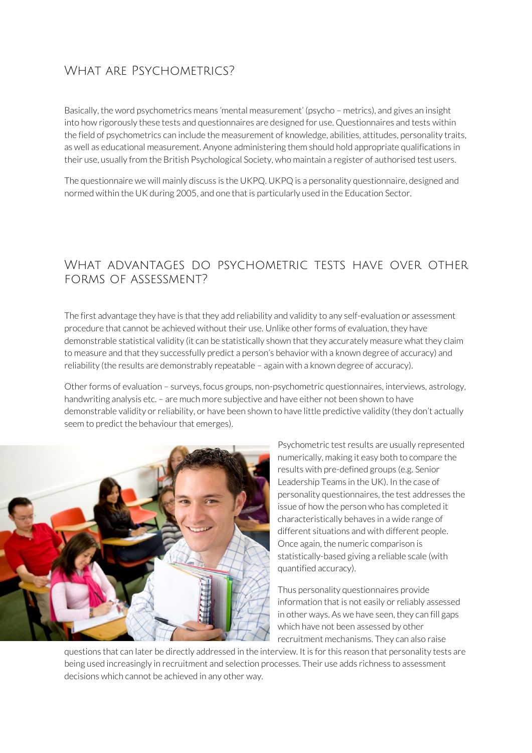## What are Psychometrics?

Basically, the word psychometrics means 'mental measurement' (psycho – metrics), and gives an insight into how rigorously these tests and questionnaires are designed for use. Questionnaires and tests within the field of psychometrics can include the measurement of knowledge, abilities, attitudes, personality traits, as well as educational measurement. Anyone administering them should hold appropriate qualifications in their use, usually from the British Psychological Society, who maintain a register of authorised test users.

The questionnaire we will mainly discuss is the UKPQ. UKPQ is a personality questionnaire, designed and normed within the UK during 2005, and one that is particularly used in the Education Sector.

## What advantages do psychometric tests have over other forms of assessment?

The first advantage they have is that they add reliability and validity to any self-evaluation or assessment procedure that cannot be achieved without their use. Unlike other forms of evaluation, they have demonstrable statistical validity (it can be statistically shown that they accurately measure what they claim to measure and that they successfully predict a person's behavior with a known degree of accuracy) and reliability (the results are demonstrably repeatable – again with a known degree of accuracy).

Other forms of evaluation – surveys, focus groups, non-psychometric questionnaires, interviews, astrology, handwriting analysis etc. – are much more subjective and have either not been shown to have demonstrable validity or reliability, or have been shown to have little predictive validity (they don't actually seem to predict the behaviour that emerges).

Psychometric test results are usually represented numerically, making it easy both to compare the results with pre-defined groups (e.g. Senior Leadership Teams in the UK). In the case of personality questionnaires, the test addresses the issue of how the person who has completed it characteristically behaves in a wide range of different situations and with different people. Once again, the numeric comparison is statistically-based giving a reliable scale (with quantified accuracy).

Thus personality questionnaires provide information that is not easily or reliably assessed in other ways. As we have seen, they can fill gaps which have not been assessed by other recruitment mechanisms. They can also raise questions that can later be directly addressed in the interview. It is for this reason that personality tests are being used increasingly in recruitment and selection processes. Their use adds richness to assessment decisions which cannot be achieved in any other way.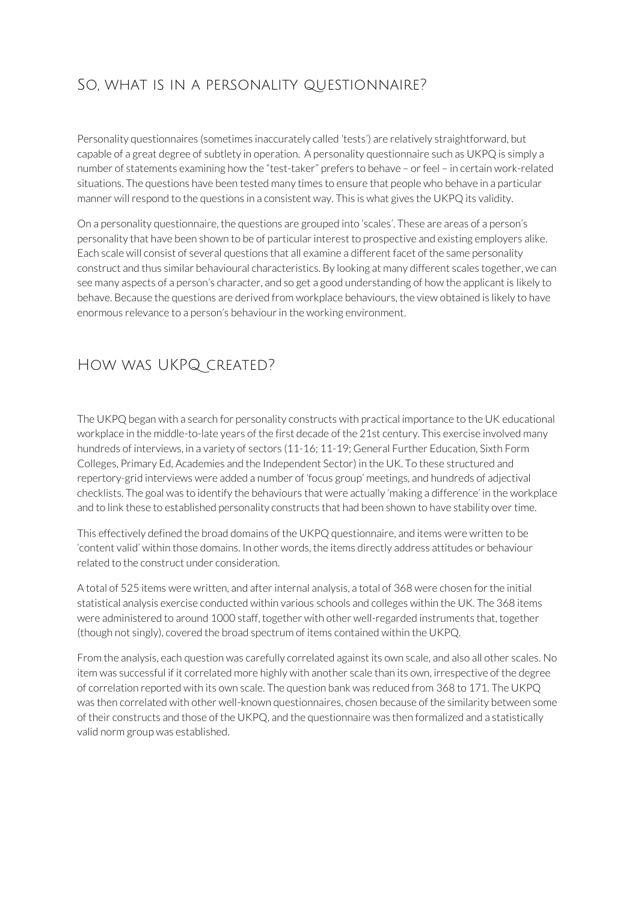## So, what is in a personality questionnaire?

Personality questionnaires (sometimes inaccurately called 'tests') are relatively straightforward, but capable of a great degree of subtlety in operation.  A personality questionnaire such as UKPQ is simply a number of statements examining how the "test-taker" prefers to behave – or feel – in certain work-related situations. The questions have been tested many times to ensure that people who behave in a particular manner will respond to the questions in a consistent way. This is what gives the UKPQ its validity.

On a personality questionnaire, the questions are grouped into 'scales'. These are areas of a person's personality that have been shown to be of particular interest to prospective and existing employers alike. Each scale will consist of several questions that all examine a different facet of the same personality construct and thus similar behavioural characteristics. By looking at many different scales together, we can see many aspects of a person's character, and so get a good understanding of how the applicant is likely to behave. Because the questions are derived from workplace behaviours, the view obtained is likely to have enormous relevance to a person's behaviour in the working environment.

## How was UKPQ created?

The UKPQ began with a search for personality constructs with practical importance to the UK educational workplace in the middle-to-late years of the first decade of the 21st century. This exercise involved many hundreds of interviews, in a variety of sectors (11-16; 11-19; General Further Education, Sixth Form Colleges, Primary Ed, Academies and the Independent Sector) in the UK. To these structured and repertory-grid interviews were added a number of 'focus group' meetings, and hundreds of adjectival checklists. The goal was to identify the behaviours that were actually 'making a difference' in the workplace and to link these to established personality constructs that had been shown to have stability over time.

This effectively defined the broad domains of the UKPQ questionnaire, and items were written to be 'content valid' within those domains. In other words, the items directly address attitudes or behaviour related to the construct under consideration.

A total of 525 items were written, and after internal analysis, a total of 368 were chosen for the initial statistical analysis exercise conducted within various schools and colleges within the UK. The 368 items were administered to around 1000 staff, together with other well-regarded instruments that, together (though not singly), covered the broad spectrum of items contained within the UKPQ.

From the analysis, each question was carefully correlated against its own scale, and also all other scales. No item was successful if it correlated more highly with another scale than its own, irrespective of the degree of correlation reported with its own scale. The question bank was reduced from 368 to 171. The UKPQ was then correlated with other well-known questionnaires, chosen because of the similarity between some of their constructs and those of the UKPQ, and the questionnaire was then formalized and a statistically valid norm group was established.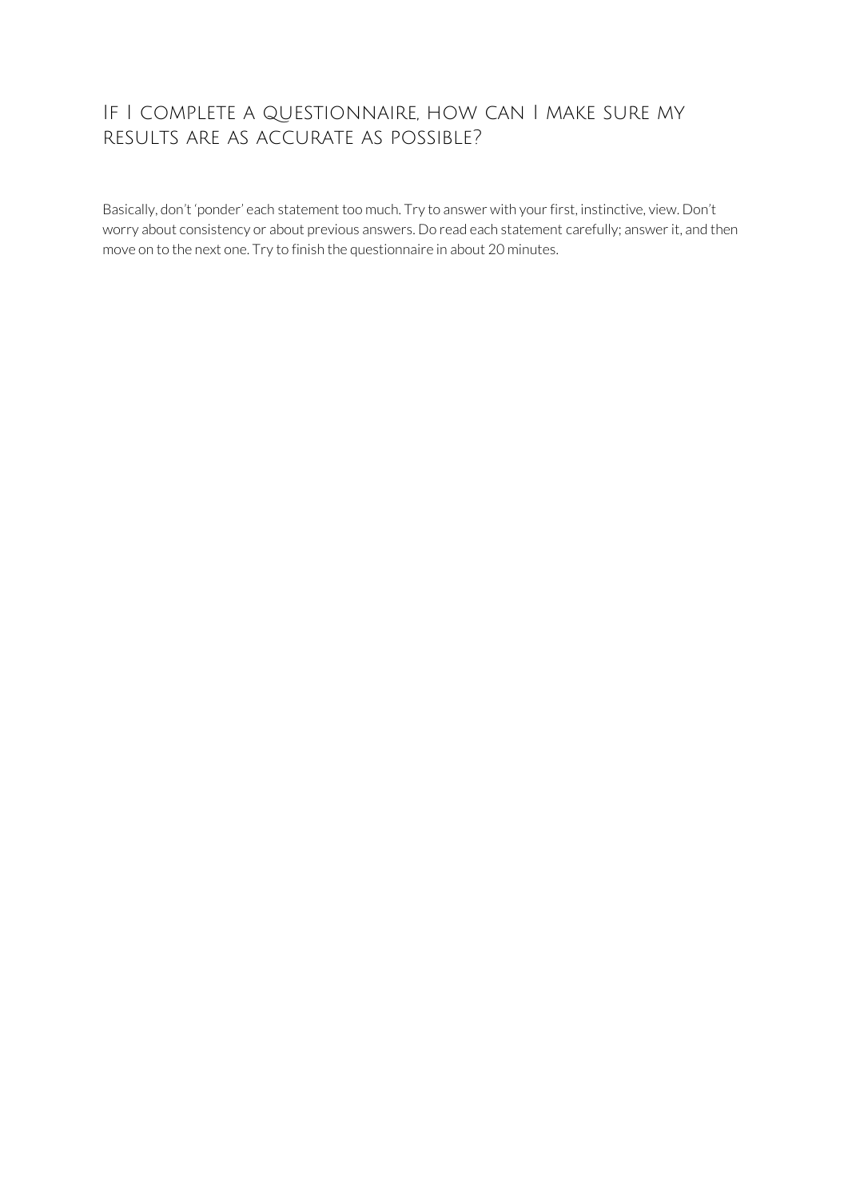## If I complete a questionnaire, how can I make sure my results are as accurate as possible?

Basically, don't 'ponder' each statement too much. Try to answer with your first, instinctive, view. Don't worry about consistency or about previous answers. Do read each statement carefully; answer it, and then move on to the next one. Try to finish the questionnaire in about 20 minutes.